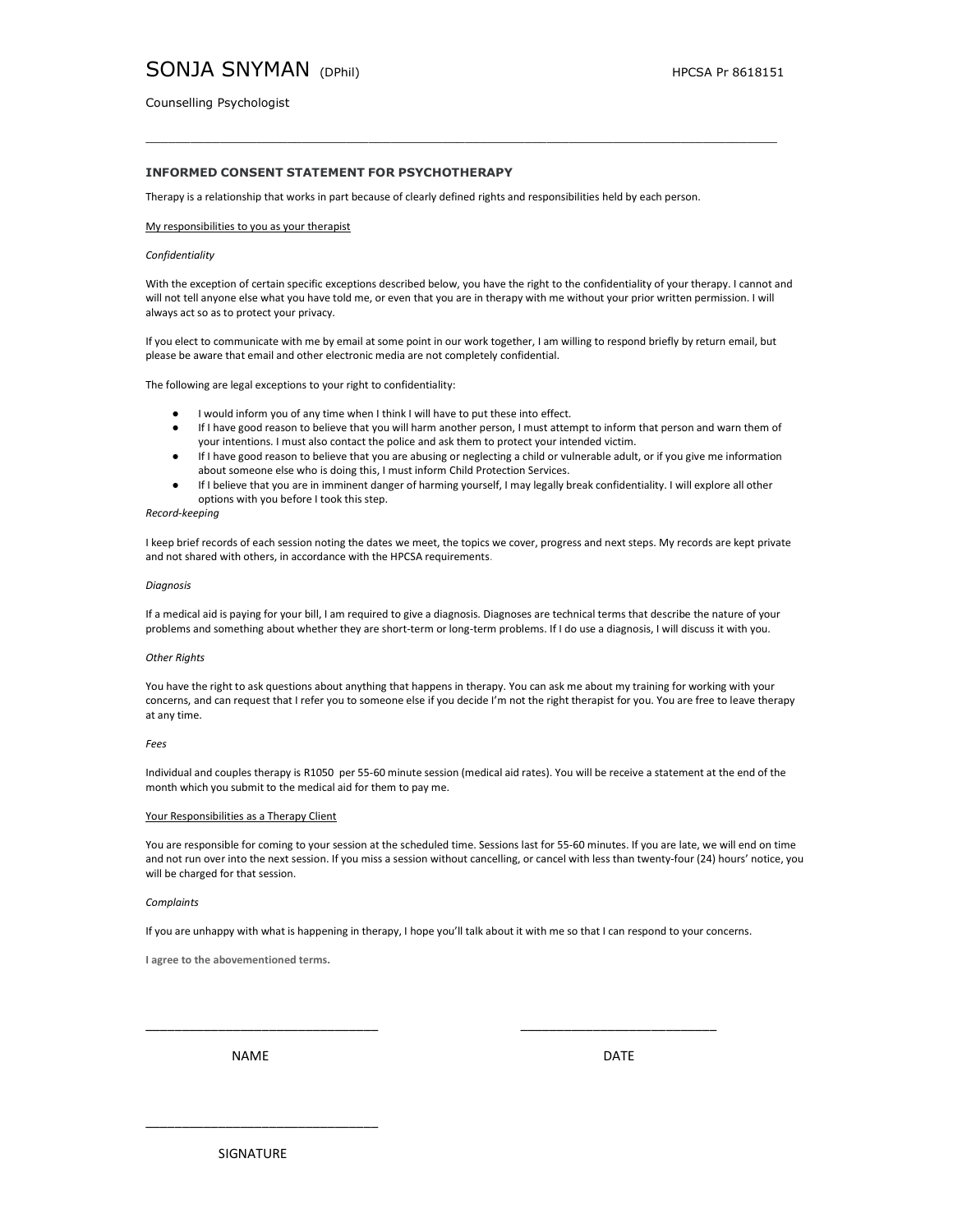# SONJA SNYMAN (DPhil)

HPCSA Pr 8618151

Counselling Psychologist

---

## INFORMED CONSENT STATEMENT FOR PSYCHOTHERAPY

Therapy is a relationship that works in part because of clearly defined rights and responsibilities held by each person.

### My responsibilities to you as your therapist

*Confidentiality*

With the exception of certain specific exceptions described below, you have the right to the confidentiality of your therapy. I cannot and will not tell anyone else what you have told me, or even that you are in therapy with me without your prior written permission. I will always act so as to protect your privacy.

If you elect to communicate with me by email at some point in our work together, I am willing to respond briefly by return email, but please be aware that email and other electronic media are not completely confidential.

The following are legal exceptions to your right to confidentiality:

- I would inform you of any time when I think I will have to put these into effect.
- If I have good reason to believe that you will harm another person, I must attempt to inform that person and warn them of your intentions. I must also contact the police and ask them to protect your intended victim.
- If I have good reason to believe that you are abusing or neglecting a child or vulnerable adult, or if you give me information about someone else who is doing this, I must inform Child Protection Services.
- If I believe that you are in imminent danger of harming yourself, I may legally break confidentiality. I will explore all other options with you before I took this step.

*Record-keeping*

I keep brief records of each session noting the dates we meet, the topics we cover, progress and next steps. My records are kept private and not shared with others, in accordance with the HPCSA requirements.

*Diagnosis*

If a medical aid is paying for your bill, I am required to give a diagnosis. Diagnoses are technical terms that describe the nature of your problems and something about whether they are short-term or long-term problems. If I do use a diagnosis, I will discuss it with you.

*Other Rights*

You have the right to ask questions about anything that happens in therapy. You can ask me about my training for working with your concerns, and can request that I refer you to someone else if you decide I'm not the right therapist for you. You are free to leave therapy at any time.

*Fees*

Individual and couples therapy is R1050 per 55-60 minute session (medical aid rates). You will be receive a statement at the end of the month which you submit to the medical aid for them to pay me.

### Your Responsibilities as a Therapy Client

You are responsible for coming to your session at the scheduled time. Sessions last for 55-60 minutes. If you are late, we will end on time and not run over into the next session. If you miss a session without cancelling, or cancel with less than twenty-four (24) hours' notice, you will be charged for that session.

*Complaints*

If you are unhappy with what is happening in therapy, I hope you'll talk about it with me so that I can respond to your concerns.

**I agree to the abovementioned terms.**

\_\_\_\_\_\_\_\_\_\_\_\_\_\_\_\_\_\_\_\_\_\_\_\_\_\_\_\_\_\_\_\_ \_\_\_\_\_\_\_\_\_\_\_\_\_\_\_\_\_\_\_\_\_\_\_\_\_\_\_\_

NAME DATE

\_\_\_\_\_\_\_\_\_\_\_\_\_\_\_\_\_\_\_\_\_\_\_\_\_\_\_\_\_\_\_\_

SIGNATURE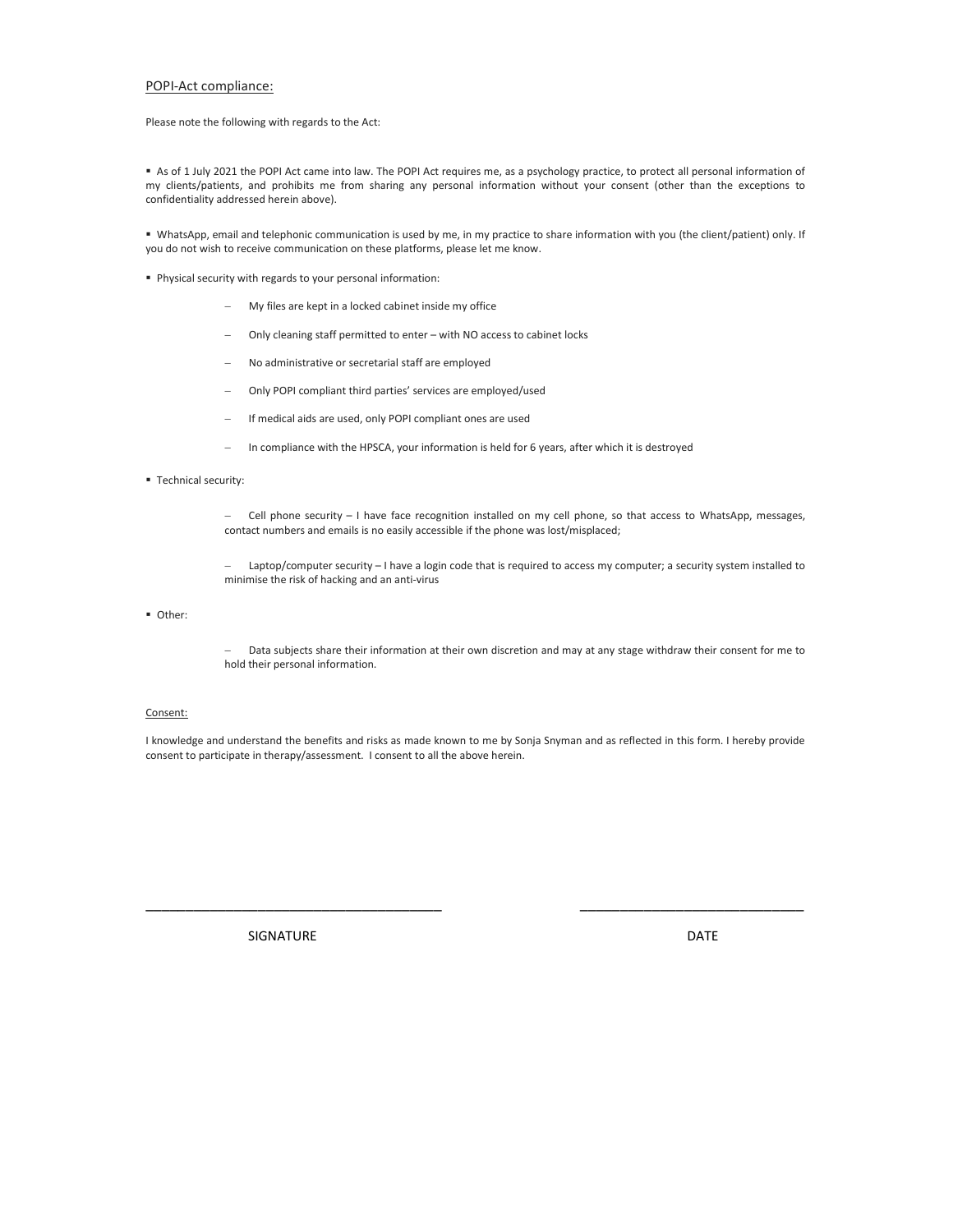POPI-Act compliance:

Please note the following with regards to the Act:

- As of 1 July 2021 the POPI Act came into law. The POPI Act requires me, as a psychology practice, to protect all personal information of my clients/patients, and prohibits me from sharing any personal information without your consent (other than the exceptions to confidentiality addressed herein above).

- WhatsApp, email and telephonic communication is used by me, in my practice to share information with you (the client/patient) only. If you do not wish to receive communication on these platforms, please let me know.

- Physical security with regards to your personal information:

  - My files are kept in a locked cabinet inside my office
  - Only cleaning staff permitted to enter – with NO access to cabinet locks
  - No administrative or secretarial staff are employed
  - Only POPI compliant third parties' services are employed/used
  - If medical aids are used, only POPI compliant ones are used
  - In compliance with the HPSCA, your information is held for 6 years, after which it is destroyed

- Technical security:

  - Cell phone security – I have face recognition installed on my cell phone, so that access to WhatsApp, messages, contact numbers and emails is no easily accessible if the phone was lost/misplaced;
  - Laptop/computer security – I have a login code that is required to access my computer; a security system installed to minimise the risk of hacking and an anti-virus

- Other:

  - Data subjects share their information at their own discretion and may at any stage withdraw their consent for me to hold their personal information.

Consent:

I knowledge and understand the benefits and risks as made known to me by Sonja Snyman and as reflected in this form. I hereby provide consent to participate in therapy/assessment. I consent to all the above herein.

\_\_\_\_\_\_\_\_\_\_\_\_\_\_\_\_\_\_\_\_\_\_\_\_\_\_\_\_\_\_\_\_\_\_\_\_\_\_\_\_ \_\_\_\_\_\_\_\_\_\_\_\_\_\_\_\_\_\_\_\_\_\_\_\_\_\_\_\_\_\_\_\_

SIGNATURE DATE